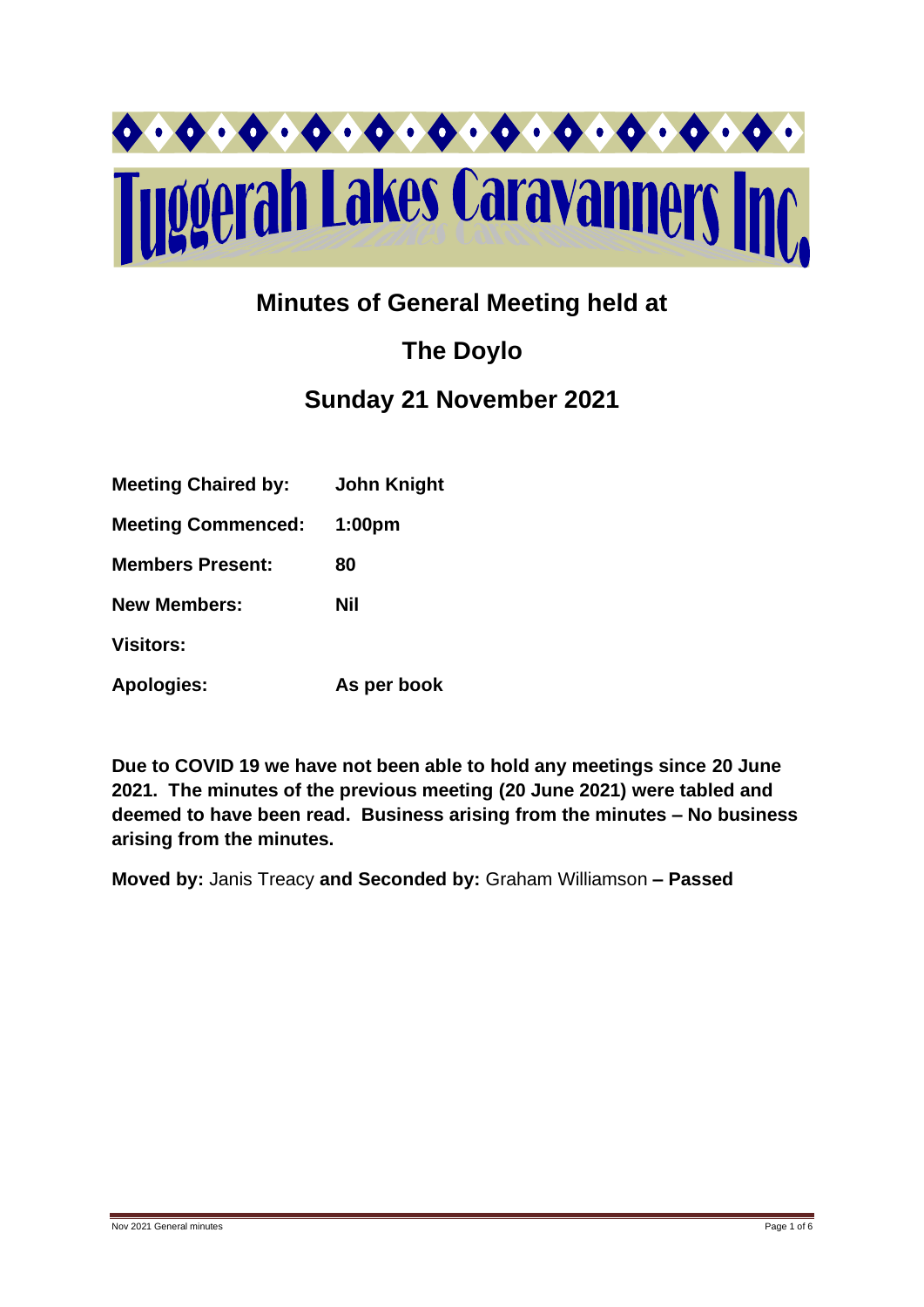# Tuggerah Lakes Caravanners Inc.

## Minutes of General Meeting held at

## The Doylo

## Sunday 21 November 2021

| | |
|---|---|
| **Meeting Chaired by:** | **John Knight** |
| **Meeting Commenced:** | **1:00pm** |
| **Members Present:** | **80** |
| **New Members:** | **Nil** |
| **Visitors:** | |
| **Apologies:** | **As per book** |

**Due to COVID 19 we have not been able to hold any meetings since 20 June 2021. The minutes of the previous meeting (20 June 2021) were tabled and deemed to have been read. Business arising from the minutes – No business arising from the minutes.**

**Moved by:** Janis Treacy **and Seconded by:** Graham Williamson **– Passed**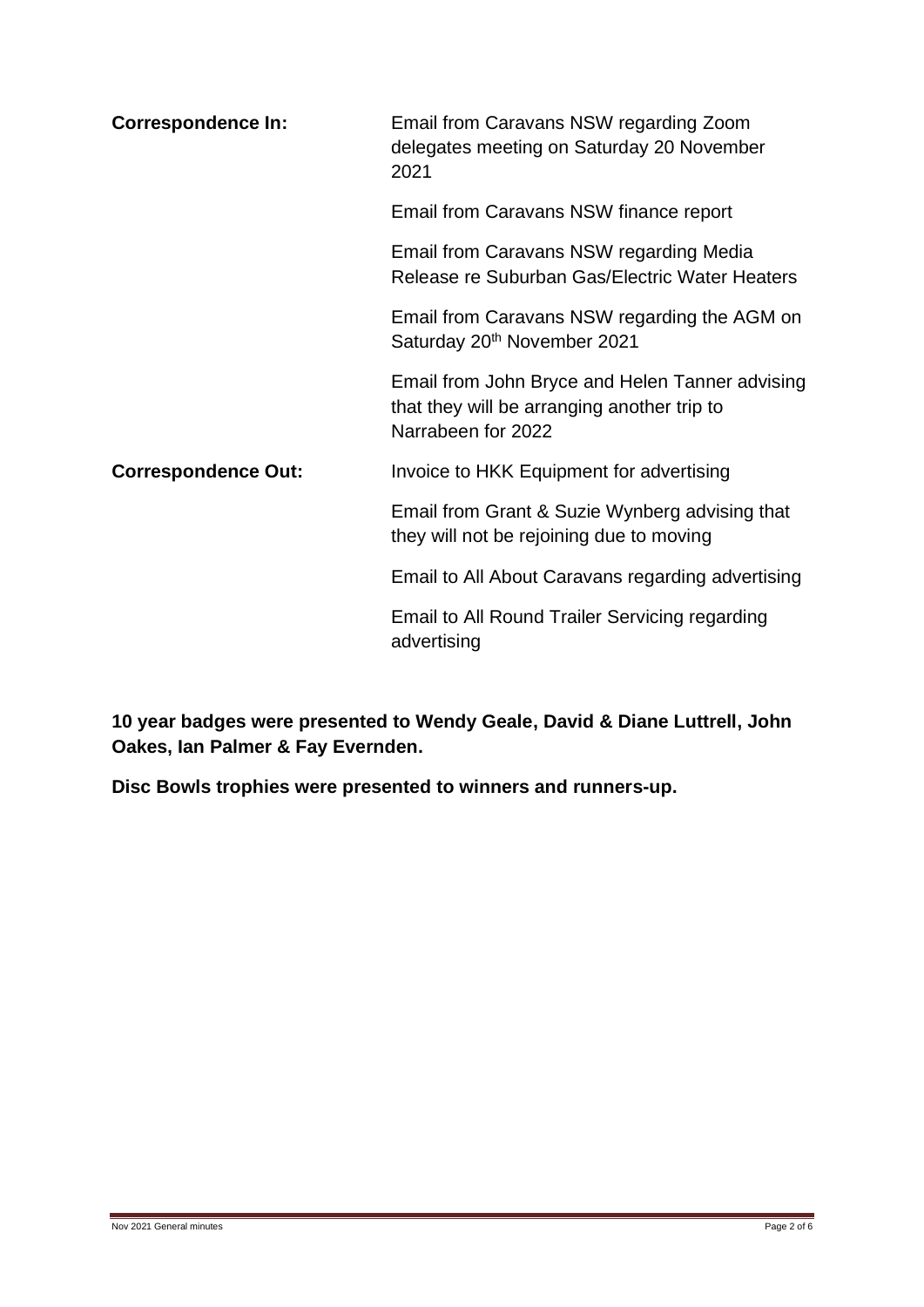**Correspondence In:**

- Email from Caravans NSW regarding Zoom delegates meeting on Saturday 20 November 2021
- Email from Caravans NSW finance report
- Email from Caravans NSW regarding Media Release re Suburban Gas/Electric Water Heaters
- Email from Caravans NSW regarding the AGM on Saturday 20th November 2021
- Email from John Bryce and Helen Tanner advising that they will be arranging another trip to Narrabeen for 2022

**Correspondence Out:**

- Invoice to HKK Equipment for advertising
- Email from Grant & Suzie Wynberg advising that they will not be rejoining due to moving
- Email to All About Caravans regarding advertising
- Email to All Round Trailer Servicing regarding advertising

**10 year badges were presented to Wendy Geale, David & Diane Luttrell, John Oakes, Ian Palmer & Fay Evernden.**

**Disc Bowls trophies were presented to winners and runners-up.**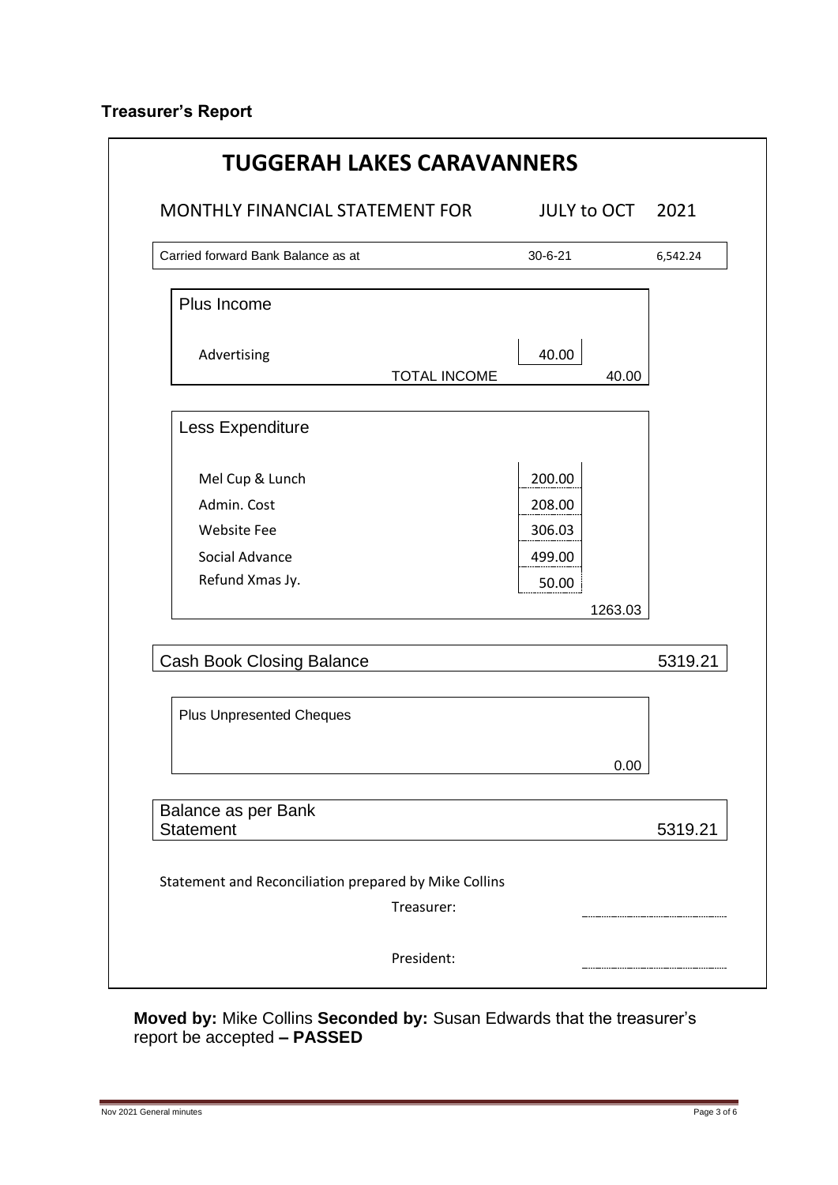## Treasurer's Report

# TUGGERAH LAKES CARAVANNERS

MONTHLY FINANCIAL STATEMENT FOR JULY to OCT 2021

| | | | |
|---|---|---|---|
| Carried forward Bank Balance as at | 30-6-21 | | 6,542.24 |
| **Plus Income** | | | |
| Advertising | 40.00 | | |
| TOTAL INCOME | | 40.00 | |
| **Less Expenditure** | | | |
| Mel Cup & Lunch | 200.00 | | |
| Admin. Cost | 208.00 | | |
| Website Fee | 306.03 | | |
| Social Advance | 499.00 | | |
| Refund Xmas Jy. | 50.00 | | |
| | | 1263.03 | |
| **Cash Book Closing Balance** | | | 5319.21 |
| Plus Unpresented Cheques | | | |
| | | 0.00 | |
| **Balance as per Bank Statement** | | | 5319.21 |

Statement and Reconciliation prepared by Mike Collins

Treasurer: ____________________

President: ____________________

**Moved by:** Mike Collins **Seconded by:** Susan Edwards that the treasurer's report be accepted **– PASSED**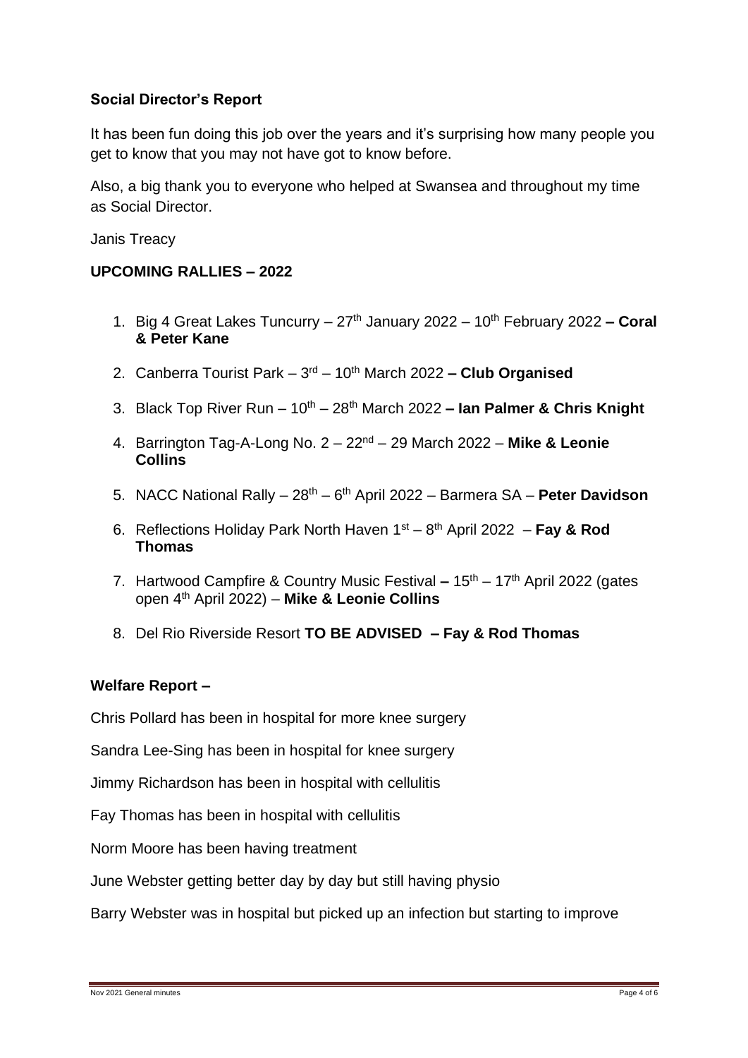**Social Director's Report**

It has been fun doing this job over the years and it's surprising how many people you get to know that you may not have got to know before.

Also, a big thank you to everyone who helped at Swansea and throughout my time as Social Director.

Janis Treacy

**UPCOMING RALLIES – 2022**

1. Big 4 Great Lakes Tuncurry – 27th January 2022 – 10th February 2022 **– Coral & Peter Kane**
2. Canberra Tourist Park – 3rd – 10th March 2022 **– Club Organised**
3. Black Top River Run – 10th – 28th March 2022 **– Ian Palmer & Chris Knight**
4. Barrington Tag-A-Long No. 2 – 22nd – 29 March 2022 – **Mike & Leonie Collins**
5. NACC National Rally – 28th – 6th April 2022 – Barmera SA – **Peter Davidson**
6. Reflections Holiday Park North Haven 1st – 8th April 2022 – **Fay & Rod Thomas**
7. Hartwood Campfire & Country Music Festival **–** 15th – 17th April 2022 (gates open 4th April 2022) – **Mike & Leonie Collins**
8. Del Rio Riverside Resort **TO BE ADVISED – Fay & Rod Thomas**

**Welfare Report –**

Chris Pollard has been in hospital for more knee surgery

Sandra Lee-Sing has been in hospital for knee surgery

Jimmy Richardson has been in hospital with cellulitis

Fay Thomas has been in hospital with cellulitis

Norm Moore has been having treatment

June Webster getting better day by day but still having physio

Barry Webster was in hospital but picked up an infection but starting to improve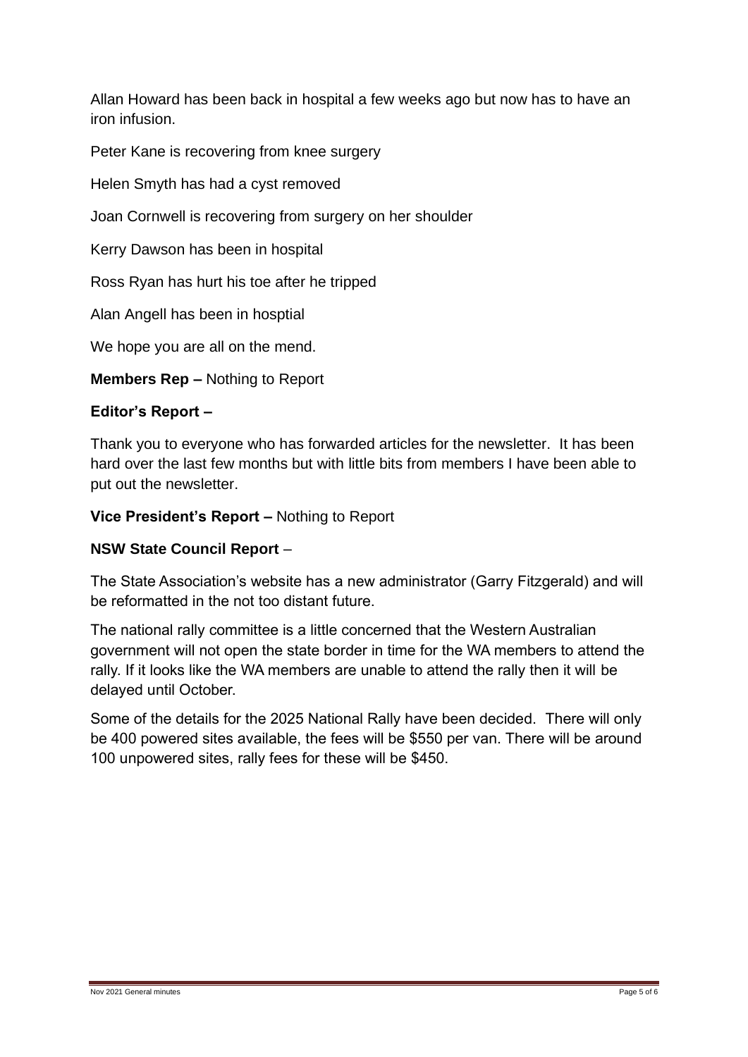Allan Howard has been back in hospital a few weeks ago but now has to have an iron infusion.

Peter Kane is recovering from knee surgery

Helen Smyth has had a cyst removed

Joan Cornwell is recovering from surgery on her shoulder

Kerry Dawson has been in hospital

Ross Ryan has hurt his toe after he tripped

Alan Angell has been in hosptial

We hope you are all on the mend.

**Members Rep –** Nothing to Report

**Editor's Report –**

Thank you to everyone who has forwarded articles for the newsletter. It has been hard over the last few months but with little bits from members I have been able to put out the newsletter.

**Vice President's Report –** Nothing to Report

**NSW State Council Report** –

The State Association's website has a new administrator (Garry Fitzgerald) and will be reformatted in the not too distant future.

The national rally committee is a little concerned that the Western Australian government will not open the state border in time for the WA members to attend the rally. If it looks like the WA members are unable to attend the rally then it will be delayed until October.

Some of the details for the 2025 National Rally have been decided. There will only be 400 powered sites available, the fees will be $550 per van. There will be around 100 unpowered sites, rally fees for these will be $450.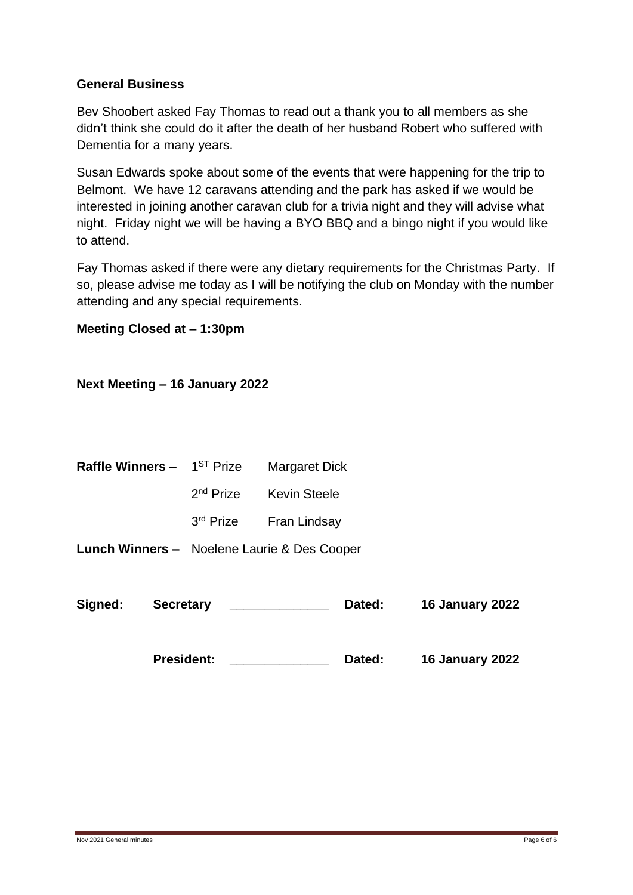**General Business**

Bev Shoobert asked Fay Thomas to read out a thank you to all members as she didn't think she could do it after the death of her husband Robert who suffered with Dementia for a many years.

Susan Edwards spoke about some of the events that were happening for the trip to Belmont. We have 12 caravans attending and the park has asked if we would be interested in joining another caravan club for a trivia night and they will advise what night. Friday night we will be having a BYO BBQ and a bingo night if you would like to attend.

Fay Thomas asked if there were any dietary requirements for the Christmas Party. If so, please advise me today as I will be notifying the club on Monday with the number attending and any special requirements.

**Meeting Closed at – 1:30pm**

**Next Meeting – 16 January 2022**

**Raffle Winners –** 1ST Prize Margaret Dick

2nd Prize Kevin Steele

3rd Prize Fran Lindsay

**Lunch Winners –** Noelene Laurie & Des Cooper

**Signed: Secretary** ______________ **Dated: 16 January 2022**

**President:** ______________ **Dated: 16 January 2022**